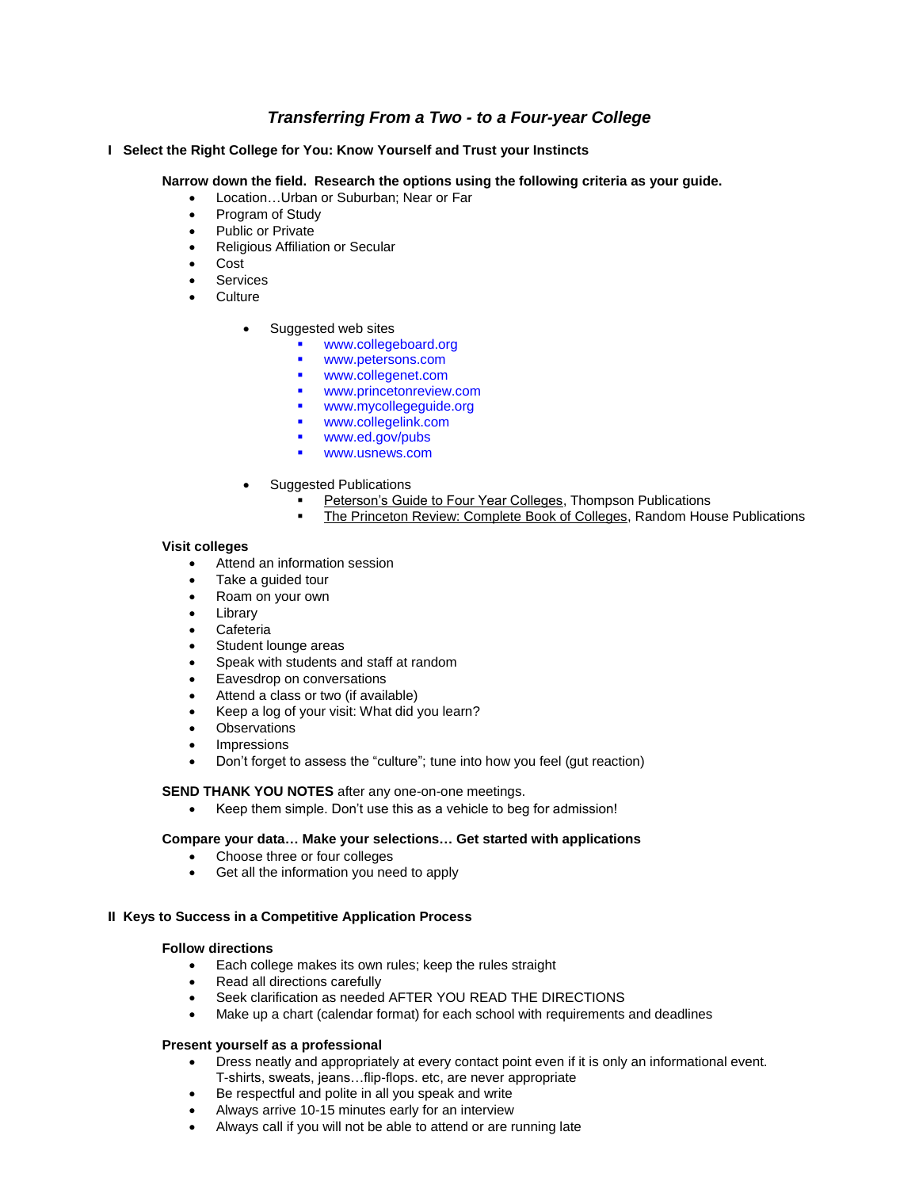# *Transferring From a Two - to a Four-year College*

## I Select the Right College for You: Know Yourself and Trust your Instincts

**Narrow down the field. Research the options using the following criteria as your guide.**

- Location…Urban or Suburban; Near or Far
- Program of Study
- Public or Private
- Religious Affiliation or Secular
- Cost
- Services
- Culture
    - Suggested web sites
        - www.collegeboard.org
        - www.petersons.com
        - www.collegenet.com
        - www.princetonreview.com
        - www.mycollegeguide.org
        - www.collegelink.com
        - www.ed.gov/pubs
        - www.usnews.com
    - Suggested Publications
        - Peterson's Guide to Four Year Colleges, Thompson Publications
        - The Princeton Review: Complete Book of Colleges, Random House Publications

**Visit colleges**

- Attend an information session
- Take a guided tour
- Roam on your own
- Library
- Cafeteria
- Student lounge areas
- Speak with students and staff at random
- Eavesdrop on conversations
- Attend a class or two (if available)
- Keep a log of your visit: What did you learn?
- Observations
- Impressions
- Don't forget to assess the "culture"; tune into how you feel (gut reaction)

**SEND THANK YOU NOTES** after any one-on-one meetings.

- Keep them simple. Don't use this as a vehicle to beg for admission!

**Compare your data… Make your selections… Get started with applications**

- Choose three or four colleges
- Get all the information you need to apply

## II Keys to Success in a Competitive Application Process

**Follow directions**

- Each college makes its own rules; keep the rules straight
- Read all directions carefully
- Seek clarification as needed AFTER YOU READ THE DIRECTIONS
- Make up a chart (calendar format) for each school with requirements and deadlines

**Present yourself as a professional**

- Dress neatly and appropriately at every contact point even if it is only an informational event. T-shirts, sweats, jeans…flip-flops. etc, are never appropriate
- Be respectful and polite in all you speak and write
- Always arrive 10-15 minutes early for an interview
- Always call if you will not be able to attend or are running late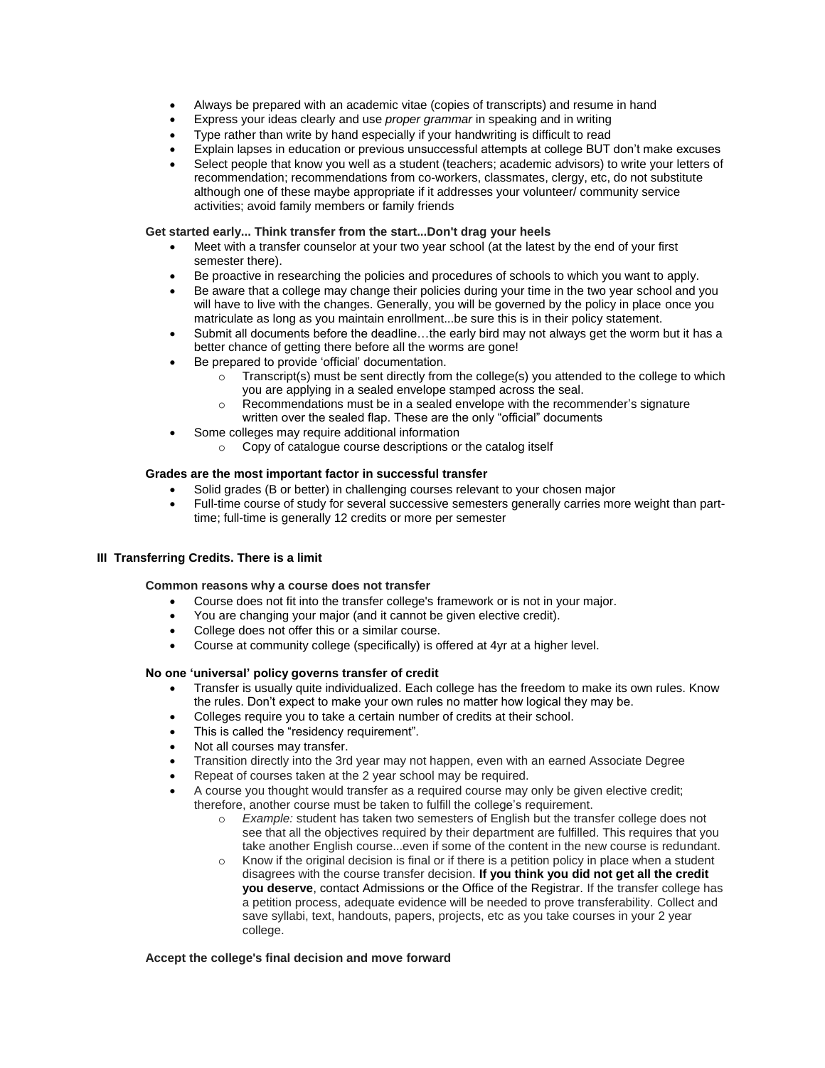- Always be prepared with an academic vitae (copies of transcripts) and resume in hand
- Express your ideas clearly and use *proper grammar* in speaking and in writing
- Type rather than write by hand especially if your handwriting is difficult to read
- Explain lapses in education or previous unsuccessful attempts at college BUT don't make excuses
- Select people that know you well as a student (teachers; academic advisors) to write your letters of recommendation; recommendations from co-workers, classmates, clergy, etc, do not substitute although one of these maybe appropriate if it addresses your volunteer/ community service activities; avoid family members or family friends

**Get started early... Think transfer from the start...Don't drag your heels**

- Meet with a transfer counselor at your two year school (at the latest by the end of your first semester there).
- Be proactive in researching the policies and procedures of schools to which you want to apply.
- Be aware that a college may change their policies during your time in the two year school and you will have to live with the changes. Generally, you will be governed by the policy in place once you matriculate as long as you maintain enrollment...be sure this is in their policy statement.
- Submit all documents before the deadline…the early bird may not always get the worm but it has a better chance of getting there before all the worms are gone!
- Be prepared to provide 'official' documentation.
    - Transcript(s) must be sent directly from the college(s) you attended to the college to which you are applying in a sealed envelope stamped across the seal.
    - Recommendations must be in a sealed envelope with the recommender's signature written over the sealed flap. These are the only "official" documents
- Some colleges may require additional information
    - Copy of catalogue course descriptions or the catalog itself

**Grades are the most important factor in successful transfer**

- Solid grades (B or better) in challenging courses relevant to your chosen major
- Full-time course of study for several successive semesters generally carries more weight than part-time; full-time is generally 12 credits or more per semester

## III Transferring Credits. There is a limit

**Common reasons why a course does not transfer**

- Course does not fit into the transfer college's framework or is not in your major.
- You are changing your major (and it cannot be given elective credit).
- College does not offer this or a similar course.
- Course at community college (specifically) is offered at 4yr at a higher level.

**No one 'universal' policy governs transfer of credit**

- Transfer is usually quite individualized. Each college has the freedom to make its own rules. Know the rules. Don't expect to make your own rules no matter how logical they may be.
- Colleges require you to take a certain number of credits at their school.
- This is called the "residency requirement".
- Not all courses may transfer.
- Transition directly into the 3rd year may not happen, even with an earned Associate Degree
- Repeat of courses taken at the 2 year school may be required.
- A course you thought would transfer as a required course may only be given elective credit; therefore, another course must be taken to fulfill the college's requirement.
    - *Example:* student has taken two semesters of English but the transfer college does not see that all the objectives required by their department are fulfilled. This requires that you take another English course...even if some of the content in the new course is redundant.
    - Know if the original decision is final or if there is a petition policy in place when a student disagrees with the course transfer decision. **If you think you did not get all the credit you deserve**, contact Admissions or the Office of the Registrar. If the transfer college has a petition process, adequate evidence will be needed to prove transferability. Collect and save syllabi, text, handouts, papers, projects, etc as you take courses in your 2 year college.

**Accept the college's final decision and move forward**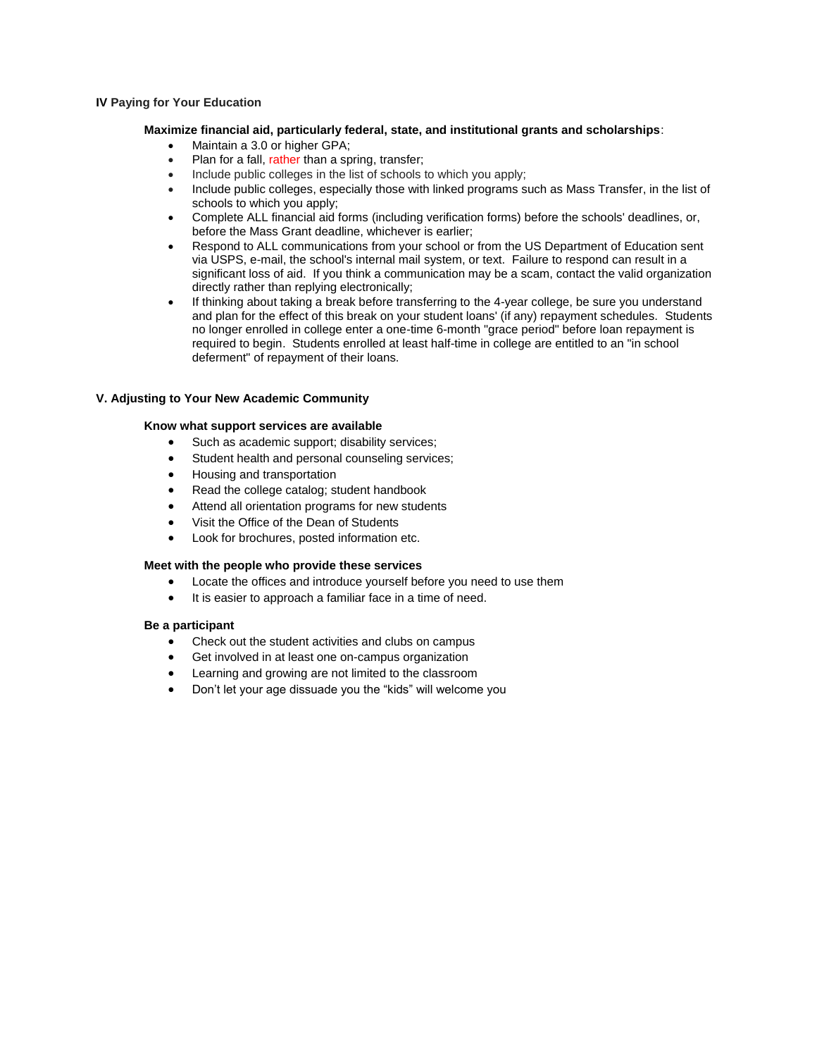## IV Paying for Your Education

**Maximize financial aid, particularly federal, state, and institutional grants and scholarships**:

- Maintain a 3.0 or higher GPA;
- Plan for a fall, rather than a spring, transfer;
- Include public colleges in the list of schools to which you apply;
- Include public colleges, especially those with linked programs such as Mass Transfer, in the list of schools to which you apply;
- Complete ALL financial aid forms (including verification forms) before the schools' deadlines, or, before the Mass Grant deadline, whichever is earlier;
- Respond to ALL communications from your school or from the US Department of Education sent via USPS, e-mail, the school's internal mail system, or text. Failure to respond can result in a significant loss of aid. If you think a communication may be a scam, contact the valid organization directly rather than replying electronically;
- If thinking about taking a break before transferring to the 4-year college, be sure you understand and plan for the effect of this break on your student loans' (if any) repayment schedules. Students no longer enrolled in college enter a one-time 6-month "grace period" before loan repayment is required to begin. Students enrolled at least half-time in college are entitled to an "in school deferment" of repayment of their loans.

## V. Adjusting to Your New Academic Community

**Know what support services are available**

- Such as academic support; disability services;
- Student health and personal counseling services;
- Housing and transportation
- Read the college catalog; student handbook
- Attend all orientation programs for new students
- Visit the Office of the Dean of Students
- Look for brochures, posted information etc.

**Meet with the people who provide these services**

- Locate the offices and introduce yourself before you need to use them
- It is easier to approach a familiar face in a time of need.

**Be a participant**

- Check out the student activities and clubs on campus
- Get involved in at least one on-campus organization
- Learning and growing are not limited to the classroom
- Don't let your age dissuade you the "kids" will welcome you